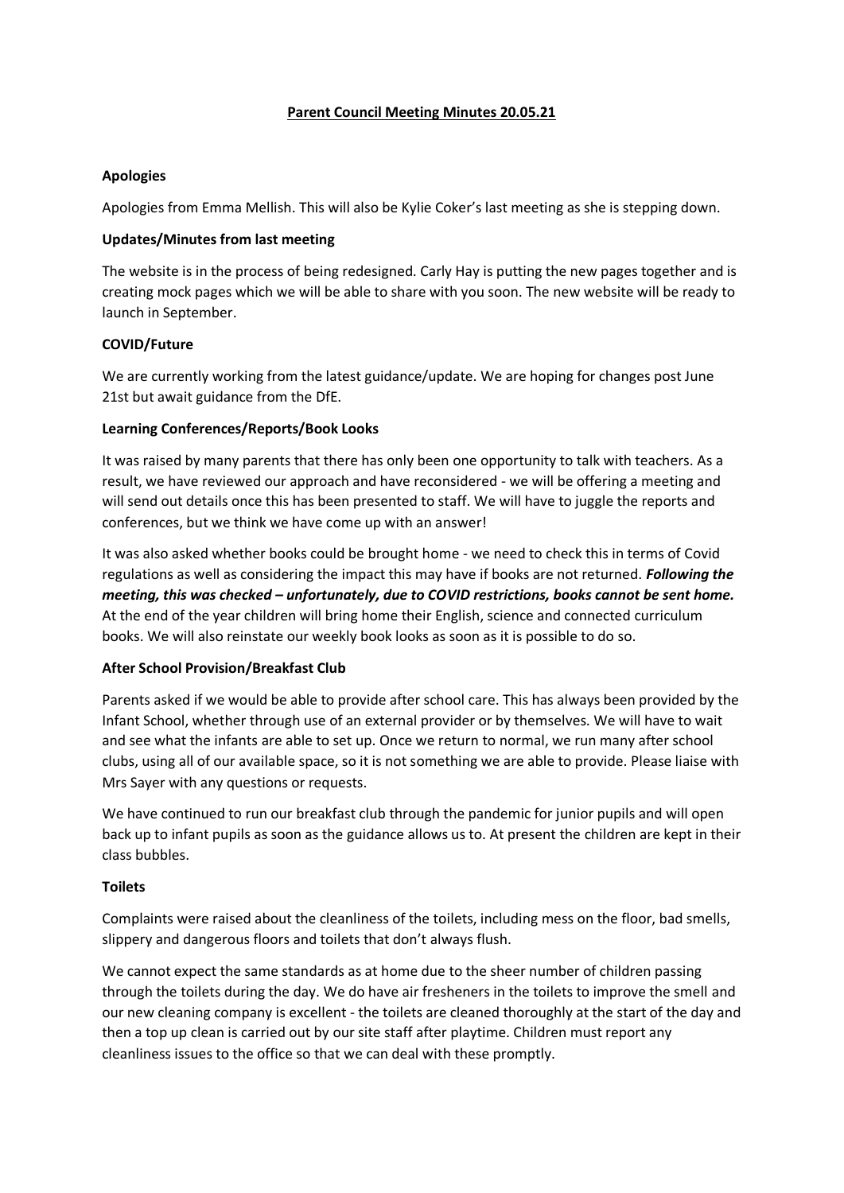# Parent Council Meeting Minutes 20.05.21

## Apologies

Apologies from Emma Mellish. This will also be Kylie Coker's last meeting as she is stepping down.

## Updates/Minutes from last meeting

The website is in the process of being redesigned. Carly Hay is putting the new pages together and is creating mock pages which we will be able to share with you soon. The new website will be ready to launch in September.

## COVID/Future

We are currently working from the latest guidance/update. We are hoping for changes post June 21st but await guidance from the DfE.

## Learning Conferences/Reports/Book Looks

It was raised by many parents that there has only been one opportunity to talk with teachers. As a result, we have reviewed our approach and have reconsidered - we will be offering a meeting and will send out details once this has been presented to staff. We will have to juggle the reports and conferences, but we think we have come up with an answer!

It was also asked whether books could be brought home - we need to check this in terms of Covid regulations as well as considering the impact this may have if books are not returned. ***Following the meeting, this was checked – unfortunately, due to COVID restrictions, books cannot be sent home.*** At the end of the year children will bring home their English, science and connected curriculum books. We will also reinstate our weekly book looks as soon as it is possible to do so.

## After School Provision/Breakfast Club

Parents asked if we would be able to provide after school care. This has always been provided by the Infant School, whether through use of an external provider or by themselves. We will have to wait and see what the infants are able to set up. Once we return to normal, we run many after school clubs, using all of our available space, so it is not something we are able to provide. Please liaise with Mrs Sayer with any questions or requests.

We have continued to run our breakfast club through the pandemic for junior pupils and will open back up to infant pupils as soon as the guidance allows us to. At present the children are kept in their class bubbles.

## Toilets

Complaints were raised about the cleanliness of the toilets, including mess on the floor, bad smells, slippery and dangerous floors and toilets that don't always flush.

We cannot expect the same standards as at home due to the sheer number of children passing through the toilets during the day. We do have air fresheners in the toilets to improve the smell and our new cleaning company is excellent - the toilets are cleaned thoroughly at the start of the day and then a top up clean is carried out by our site staff after playtime. Children must report any cleanliness issues to the office so that we can deal with these promptly.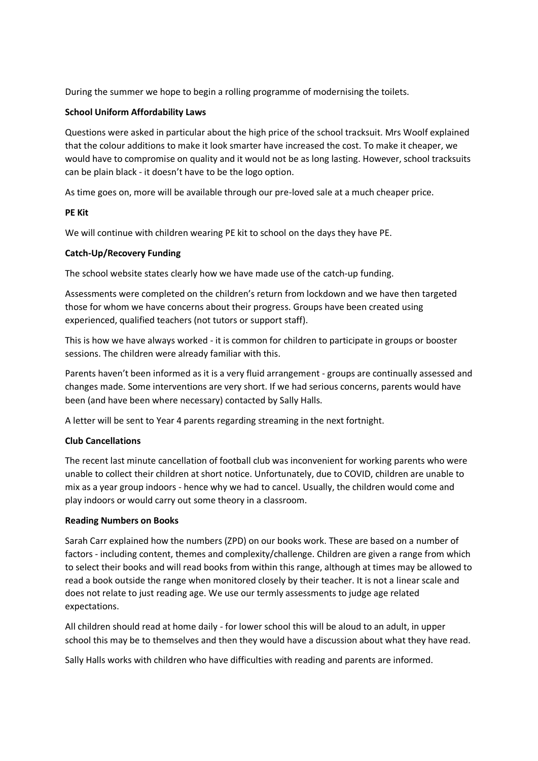During the summer we hope to begin a rolling programme of modernising the toilets.

**School Uniform Affordability Laws**

Questions were asked in particular about the high price of the school tracksuit. Mrs Woolf explained that the colour additions to make it look smarter have increased the cost. To make it cheaper, we would have to compromise on quality and it would not be as long lasting. However, school tracksuits can be plain black - it doesn't have to be the logo option.

As time goes on, more will be available through our pre-loved sale at a much cheaper price.

**PE Kit**

We will continue with children wearing PE kit to school on the days they have PE.

**Catch-Up/Recovery Funding**

The school website states clearly how we have made use of the catch-up funding.

Assessments were completed on the children's return from lockdown and we have then targeted those for whom we have concerns about their progress. Groups have been created using experienced, qualified teachers (not tutors or support staff).

This is how we have always worked - it is common for children to participate in groups or booster sessions. The children were already familiar with this.

Parents haven't been informed as it is a very fluid arrangement - groups are continually assessed and changes made. Some interventions are very short. If we had serious concerns, parents would have been (and have been where necessary) contacted by Sally Halls.

A letter will be sent to Year 4 parents regarding streaming in the next fortnight.

**Club Cancellations**

The recent last minute cancellation of football club was inconvenient for working parents who were unable to collect their children at short notice. Unfortunately, due to COVID, children are unable to mix as a year group indoors - hence why we had to cancel. Usually, the children would come and play indoors or would carry out some theory in a classroom.

**Reading Numbers on Books**

Sarah Carr explained how the numbers (ZPD) on our books work. These are based on a number of factors - including content, themes and complexity/challenge. Children are given a range from which to select their books and will read books from within this range, although at times may be allowed to read a book outside the range when monitored closely by their teacher. It is not a linear scale and does not relate to just reading age. We use our termly assessments to judge age related expectations.

All children should read at home daily - for lower school this will be aloud to an adult, in upper school this may be to themselves and then they would have a discussion about what they have read.

Sally Halls works with children who have difficulties with reading and parents are informed.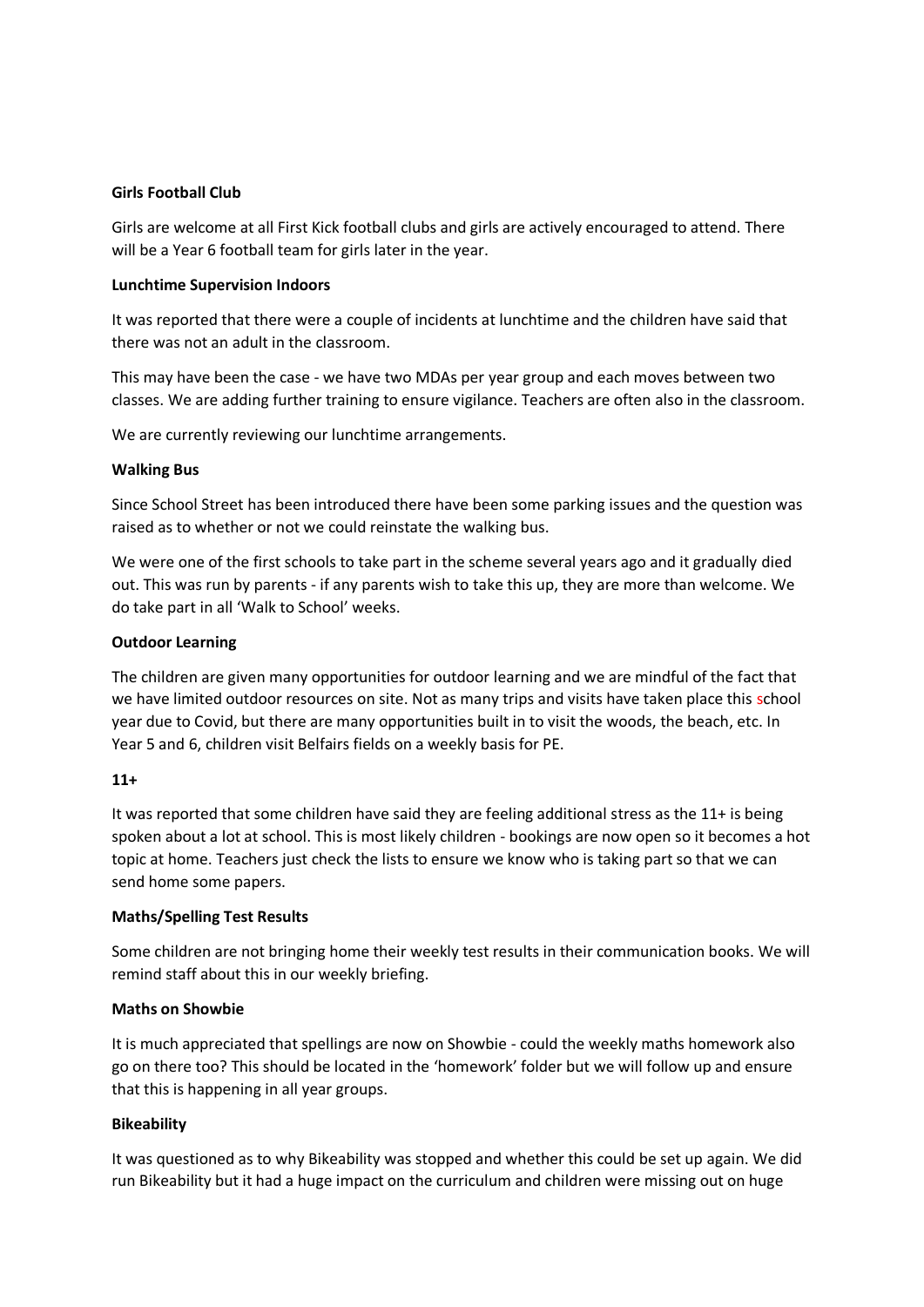**Girls Football Club**

Girls are welcome at all First Kick football clubs and girls are actively encouraged to attend. There will be a Year 6 football team for girls later in the year.

**Lunchtime Supervision Indoors**

It was reported that there were a couple of incidents at lunchtime and the children have said that there was not an adult in the classroom.

This may have been the case - we have two MDAs per year group and each moves between two classes. We are adding further training to ensure vigilance. Teachers are often also in the classroom.

We are currently reviewing our lunchtime arrangements.

**Walking Bus**

Since School Street has been introduced there have been some parking issues and the question was raised as to whether or not we could reinstate the walking bus.

We were one of the first schools to take part in the scheme several years ago and it gradually died out. This was run by parents - if any parents wish to take this up, they are more than welcome. We do take part in all 'Walk to School' weeks.

**Outdoor Learning**

The children are given many opportunities for outdoor learning and we are mindful of the fact that we have limited outdoor resources on site. Not as many trips and visits have taken place this school year due to Covid, but there are many opportunities built in to visit the woods, the beach, etc. In Year 5 and 6, children visit Belfairs fields on a weekly basis for PE.

**11+**

It was reported that some children have said they are feeling additional stress as the 11+ is being spoken about a lot at school. This is most likely children - bookings are now open so it becomes a hot topic at home. Teachers just check the lists to ensure we know who is taking part so that we can send home some papers.

**Maths/Spelling Test Results**

Some children are not bringing home their weekly test results in their communication books. We will remind staff about this in our weekly briefing.

**Maths on Showbie**

It is much appreciated that spellings are now on Showbie - could the weekly maths homework also go on there too? This should be located in the 'homework' folder but we will follow up and ensure that this is happening in all year groups.

**Bikeability**

It was questioned as to why Bikeability was stopped and whether this could be set up again. We did run Bikeability but it had a huge impact on the curriculum and children were missing out on huge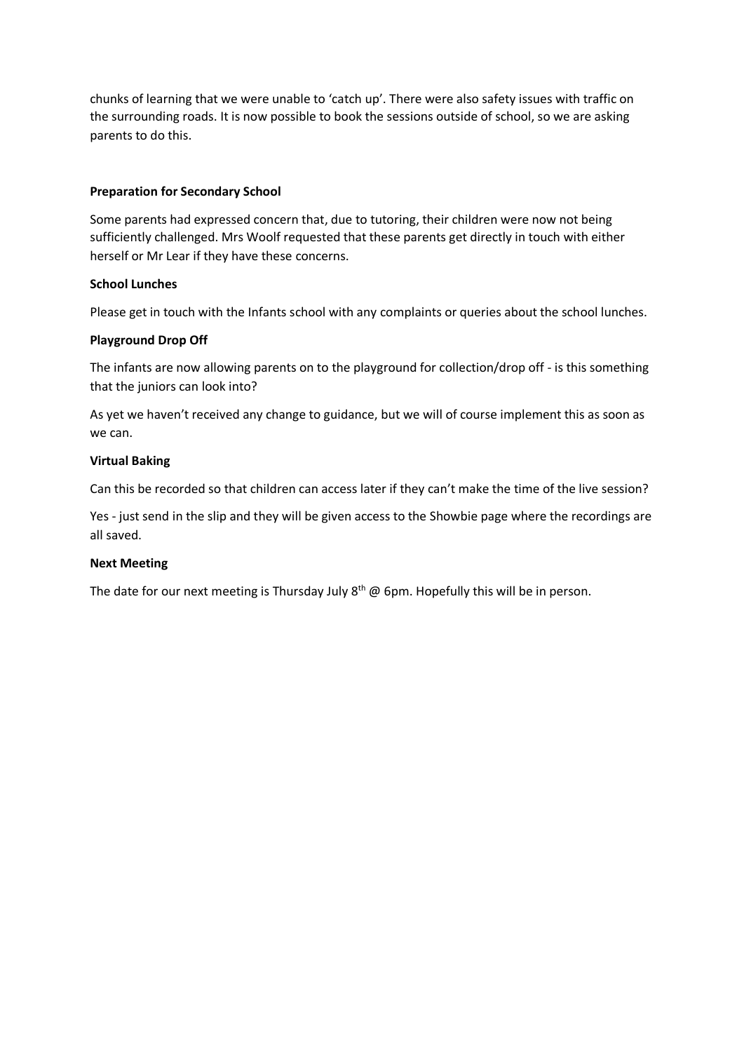chunks of learning that we were unable to 'catch up'. There were also safety issues with traffic on the surrounding roads. It is now possible to book the sessions outside of school, so we are asking parents to do this.

**Preparation for Secondary School**

Some parents had expressed concern that, due to tutoring, their children were now not being sufficiently challenged. Mrs Woolf requested that these parents get directly in touch with either herself or Mr Lear if they have these concerns.

**School Lunches**

Please get in touch with the Infants school with any complaints or queries about the school lunches.

**Playground Drop Off**

The infants are now allowing parents on to the playground for collection/drop off - is this something that the juniors can look into?

As yet we haven't received any change to guidance, but we will of course implement this as soon as we can.

**Virtual Baking**

Can this be recorded so that children can access later if they can't make the time of the live session?

Yes - just send in the slip and they will be given access to the Showbie page where the recordings are all saved.

**Next Meeting**

The date for our next meeting is Thursday July 8th @ 6pm. Hopefully this will be in person.